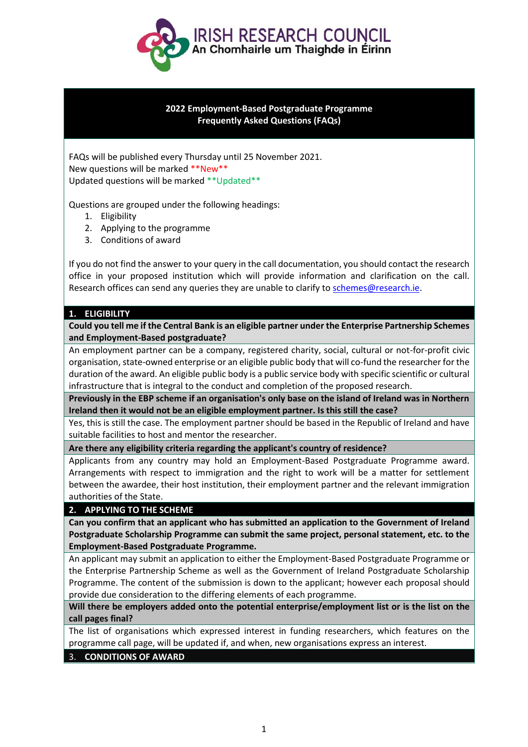IRISH RESEARCH COUNCIL
An Chomhairle um Thaighde in Éirinn

# 2022 Employment-Based Postgraduate Programme Frequently Asked Questions (FAQs)

FAQs will be published every Thursday until 25 November 2021.
New questions will be marked **New**
Updated questions will be marked **Updated**

Questions are grouped under the following headings:

1. Eligibility
2. Applying to the programme
3. Conditions of award

If you do not find the answer to your query in the call documentation, you should contact the research office in your proposed institution which will provide information and clarification on the call. Research offices can send any queries they are unable to clarify to schemes@research.ie.

## 1. ELIGIBILITY

**Could you tell me if the Central Bank is an eligible partner under the Enterprise Partnership Schemes and Employment-Based postgraduate?**

An employment partner can be a company, registered charity, social, cultural or not-for-profit civic organisation, state-owned enterprise or an eligible public body that will co-fund the researcher for the duration of the award. An eligible public body is a public service body with specific scientific or cultural infrastructure that is integral to the conduct and completion of the proposed research.

**Previously in the EBP scheme if an organisation's only base on the island of Ireland was in Northern Ireland then it would not be an eligible employment partner. Is this still the case?**

Yes, this is still the case. The employment partner should be based in the Republic of Ireland and have suitable facilities to host and mentor the researcher.

**Are there any eligibility criteria regarding the applicant's country of residence?**

Applicants from any country may hold an Employment-Based Postgraduate Programme award. Arrangements with respect to immigration and the right to work will be a matter for settlement between the awardee, their host institution, their employment partner and the relevant immigration authorities of the State.

## 2. APPLYING TO THE SCHEME

**Can you confirm that an applicant who has submitted an application to the Government of Ireland Postgraduate Scholarship Programme can submit the same project, personal statement, etc. to the Employment-Based Postgraduate Programme.**

An applicant may submit an application to either the Employment-Based Postgraduate Programme or the Enterprise Partnership Scheme as well as the Government of Ireland Postgraduate Scholarship Programme. The content of the submission is down to the applicant; however each proposal should provide due consideration to the differing elements of each programme.

**Will there be employers added onto the potential enterprise/employment list or is the list on the call pages final?**

The list of organisations which expressed interest in funding researchers, which features on the programme call page, will be updated if, and when, new organisations express an interest.

## 3. CONDITIONS OF AWARD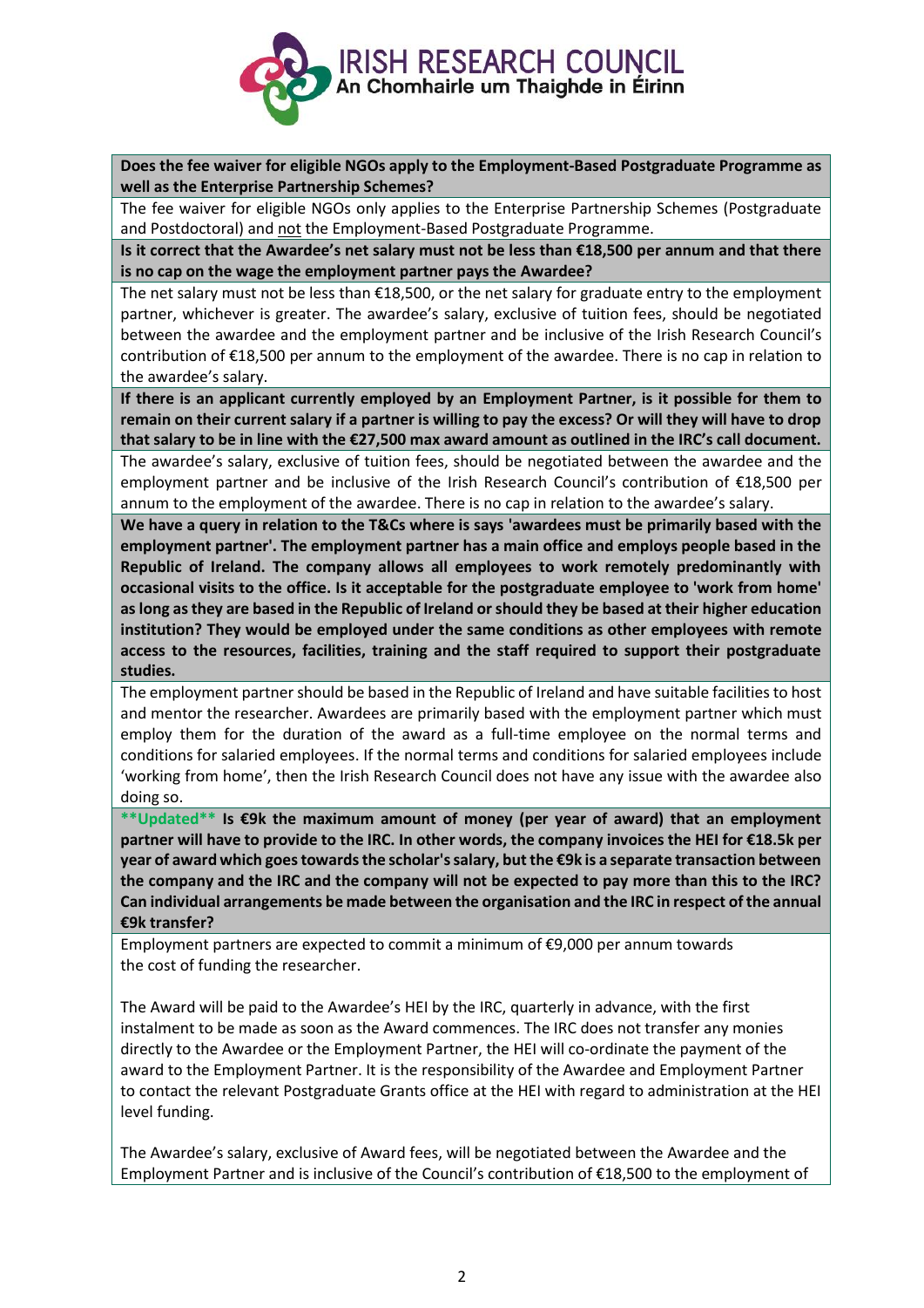**Does the fee waiver for eligible NGOs apply to the Employment-Based Postgraduate Programme as well as the Enterprise Partnership Schemes?**

The fee waiver for eligible NGOs only applies to the Enterprise Partnership Schemes (Postgraduate and Postdoctoral) and not the Employment-Based Postgraduate Programme.

**Is it correct that the Awardee's net salary must not be less than €18,500 per annum and that there is no cap on the wage the employment partner pays the Awardee?**

The net salary must not be less than €18,500, or the net salary for graduate entry to the employment partner, whichever is greater. The awardee's salary, exclusive of tuition fees, should be negotiated between the awardee and the employment partner and be inclusive of the Irish Research Council's contribution of €18,500 per annum to the employment of the awardee. There is no cap in relation to the awardee's salary.

**If there is an applicant currently employed by an Employment Partner, is it possible for them to remain on their current salary if a partner is willing to pay the excess? Or will they will have to drop that salary to be in line with the €27,500 max award amount as outlined in the IRC's call document.**

The awardee's salary, exclusive of tuition fees, should be negotiated between the awardee and the employment partner and be inclusive of the Irish Research Council's contribution of €18,500 per annum to the employment of the awardee. There is no cap in relation to the awardee's salary.

**We have a query in relation to the T&Cs where is says 'awardees must be primarily based with the employment partner'. The employment partner has a main office and employs people based in the Republic of Ireland. The company allows all employees to work remotely predominantly with occasional visits to the office. Is it acceptable for the postgraduate employee to 'work from home' as long as they are based in the Republic of Ireland or should they be based at their higher education institution? They would be employed under the same conditions as other employees with remote access to the resources, facilities, training and the staff required to support their postgraduate studies.**

The employment partner should be based in the Republic of Ireland and have suitable facilities to host and mentor the researcher. Awardees are primarily based with the employment partner which must employ them for the duration of the award as a full-time employee on the normal terms and conditions for salaried employees. If the normal terms and conditions for salaried employees include 'working from home', then the Irish Research Council does not have any issue with the awardee also doing so.

**\*\*Updated\*\* Is €9k the maximum amount of money (per year of award) that an employment partner will have to provide to the IRC. In other words, the company invoices the HEI for €18.5k per year of award which goes towards the scholar's salary, but the €9k is a separate transaction between the company and the IRC and the company will not be expected to pay more than this to the IRC? Can individual arrangements be made between the organisation and the IRC in respect of the annual €9k transfer?**

Employment partners are expected to commit a minimum of €9,000 per annum towards the cost of funding the researcher.

The Award will be paid to the Awardee's HEI by the IRC, quarterly in advance, with the first instalment to be made as soon as the Award commences. The IRC does not transfer any monies directly to the Awardee or the Employment Partner, the HEI will co-ordinate the payment of the award to the Employment Partner. It is the responsibility of the Awardee and Employment Partner to contact the relevant Postgraduate Grants office at the HEI with regard to administration at the HEI level funding.

The Awardee's salary, exclusive of Award fees, will be negotiated between the Awardee and the Employment Partner and is inclusive of the Council's contribution of €18,500 to the employment of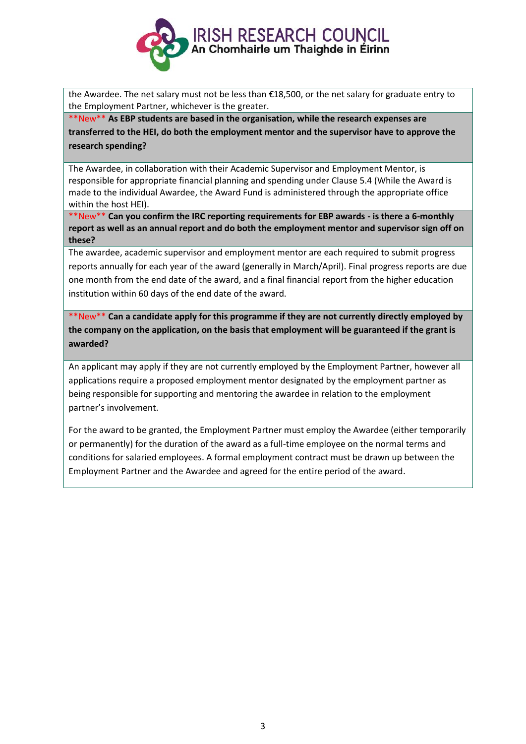the Awardee. The net salary must not be less than €18,500, or the net salary for graduate entry to the Employment Partner, whichever is the greater.

**New** **As EBP students are based in the organisation, while the research expenses are transferred to the HEI, do both the employment mentor and the supervisor have to approve the research spending?**

The Awardee, in collaboration with their Academic Supervisor and Employment Mentor, is responsible for appropriate financial planning and spending under Clause 5.4 (While the Award is made to the individual Awardee, the Award Fund is administered through the appropriate office within the host HEI).

**New** **Can you confirm the IRC reporting requirements for EBP awards - is there a 6-monthly report as well as an annual report and do both the employment mentor and supervisor sign off on these?**

The awardee, academic supervisor and employment mentor are each required to submit progress reports annually for each year of the award (generally in March/April). Final progress reports are due one month from the end date of the award, and a final financial report from the higher education institution within 60 days of the end date of the award.

**New** **Can a candidate apply for this programme if they are not currently directly employed by the company on the application, on the basis that employment will be guaranteed if the grant is awarded?**

An applicant may apply if they are not currently employed by the Employment Partner, however all applications require a proposed employment mentor designated by the employment partner as being responsible for supporting and mentoring the awardee in relation to the employment partner's involvement.

For the award to be granted, the Employment Partner must employ the Awardee (either temporarily or permanently) for the duration of the award as a full-time employee on the normal terms and conditions for salaried employees. A formal employment contract must be drawn up between the Employment Partner and the Awardee and agreed for the entire period of the award.